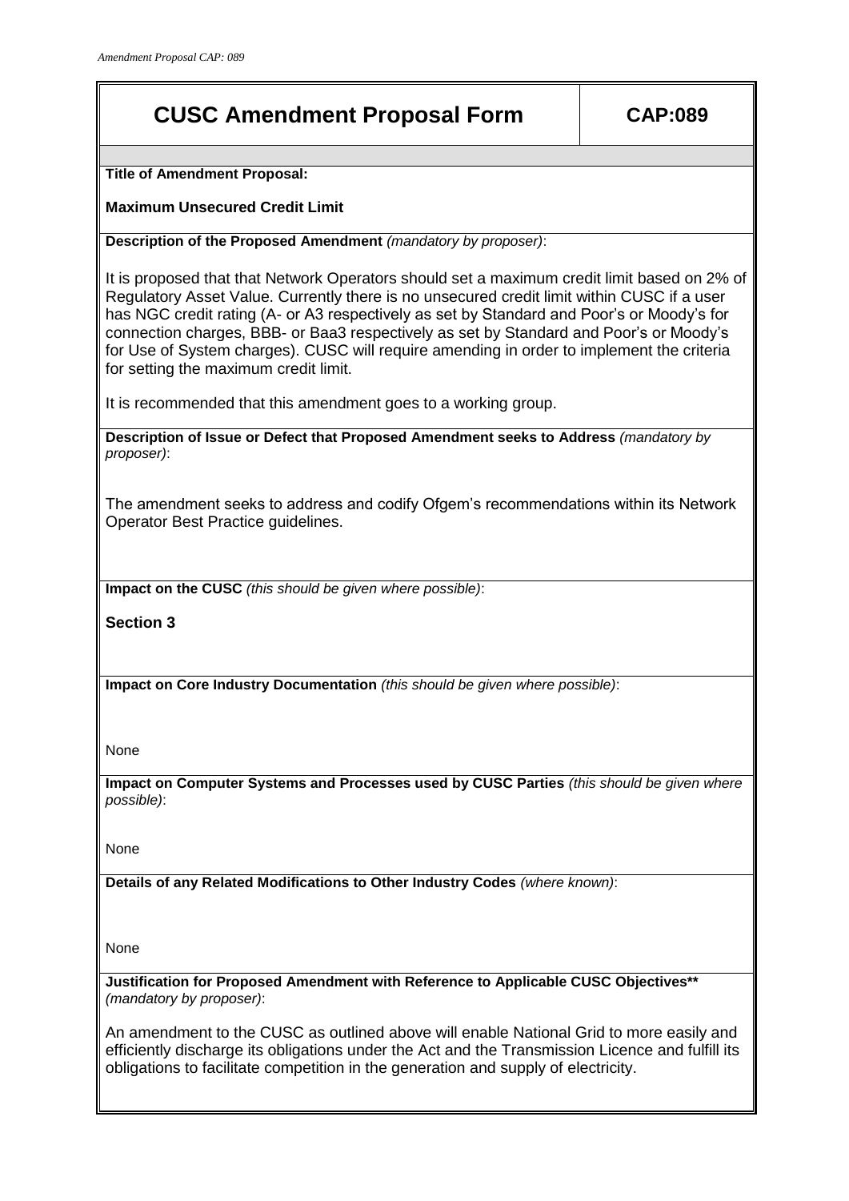# CUSC Amendment Proposal Form

**CAP:089**

**Title of Amendment Proposal:**

**Maximum Unsecured Credit Limit**

**Description of the Proposed Amendment** *(mandatory by proposer)*:

It is proposed that that Network Operators should set a maximum credit limit based on 2% of Regulatory Asset Value. Currently there is no unsecured credit limit within CUSC if a user has NGC credit rating (A- or A3 respectively as set by Standard and Poor's or Moody's for connection charges, BBB- or Baa3 respectively as set by Standard and Poor's or Moody's for Use of System charges). CUSC will require amending in order to implement the criteria for setting the maximum credit limit.

It is recommended that this amendment goes to a working group.

**Description of Issue or Defect that Proposed Amendment seeks to Address** *(mandatory by proposer)*:

The amendment seeks to address and codify Ofgem's recommendations within its Network Operator Best Practice guidelines.

**Impact on the CUSC** *(this should be given where possible)*:

**Section 3**

**Impact on Core Industry Documentation** *(this should be given where possible)*:

None

**Impact on Computer Systems and Processes used by CUSC Parties** *(this should be given where possible)*:

None

**Details of any Related Modifications to Other Industry Codes** *(where known)*:

None

**Justification for Proposed Amendment with Reference to Applicable CUSC Objectives**** *(mandatory by proposer)*:

An amendment to the CUSC as outlined above will enable National Grid to more easily and efficiently discharge its obligations under the Act and the Transmission Licence and fulfill its obligations to facilitate competition in the generation and supply of electricity.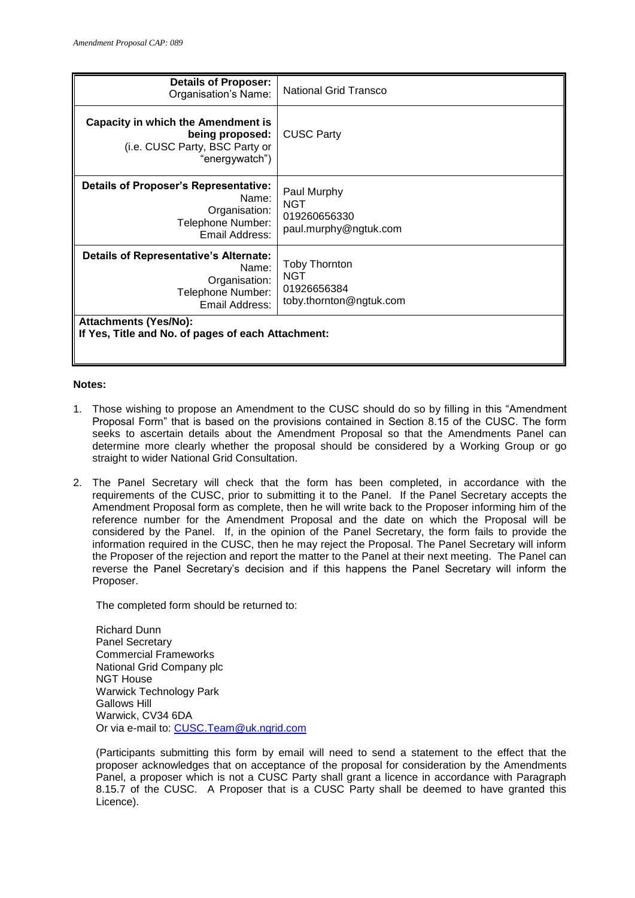| **Details of Proposer:** Organisation's Name: | National Grid Transco |
| --- | --- |
| **Capacity in which the Amendment is being proposed:** (i.e. CUSC Party, BSC Party or "energywatch") | CUSC Party |
| **Details of Proposer's Representative:** Name: Organisation: Telephone Number: Email Address: | Paul Murphy NGT 019260656330 paul.murphy@ngtuk.com |
| **Details of Representative's Alternate:** Name: Organisation: Telephone Number: Email Address: | Toby Thornton NGT 01926656384 toby.thornton@ngtuk.com |
| **Attachments (Yes/No):** **If Yes, Title and No. of pages of each Attachment:** | |

**Notes:**

1. Those wishing to propose an Amendment to the CUSC should do so by filling in this "Amendment Proposal Form" that is based on the provisions contained in Section 8.15 of the CUSC. The form seeks to ascertain details about the Amendment Proposal so that the Amendments Panel can determine more clearly whether the proposal should be considered by a Working Group or go straight to wider National Grid Consultation.

2. The Panel Secretary will check that the form has been completed, in accordance with the requirements of the CUSC, prior to submitting it to the Panel. If the Panel Secretary accepts the Amendment Proposal form as complete, then he will write back to the Proposer informing him of the reference number for the Amendment Proposal and the date on which the Proposal will be considered by the Panel. If, in the opinion of the Panel Secretary, the form fails to provide the information required in the CUSC, then he may reject the Proposal. The Panel Secretary will inform the Proposer of the rejection and report the matter to the Panel at their next meeting. The Panel can reverse the Panel Secretary's decision and if this happens the Panel Secretary will inform the Proposer.

   The completed form should be returned to:

   Richard Dunn
   Panel Secretary
   Commercial Frameworks
   National Grid Company plc
   NGT House
   Warwick Technology Park
   Gallows Hill
   Warwick, CV34 6DA
   Or via e-mail to: CUSC.Team@uk.ngrid.com

   (Participants submitting this form by email will need to send a statement to the effect that the proposer acknowledges that on acceptance of the proposal for consideration by the Amendments Panel, a proposer which is not a CUSC Party shall grant a licence in accordance with Paragraph 8.15.7 of the CUSC. A Proposer that is a CUSC Party shall be deemed to have granted this Licence).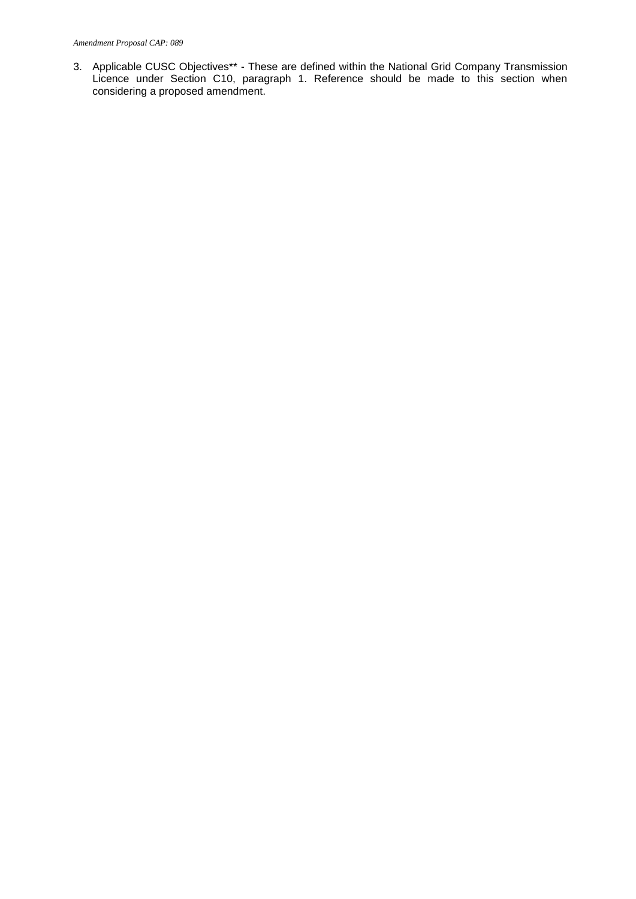3. Applicable CUSC Objectives** - These are defined within the National Grid Company Transmission Licence under Section C10, paragraph 1. Reference should be made to this section when considering a proposed amendment.